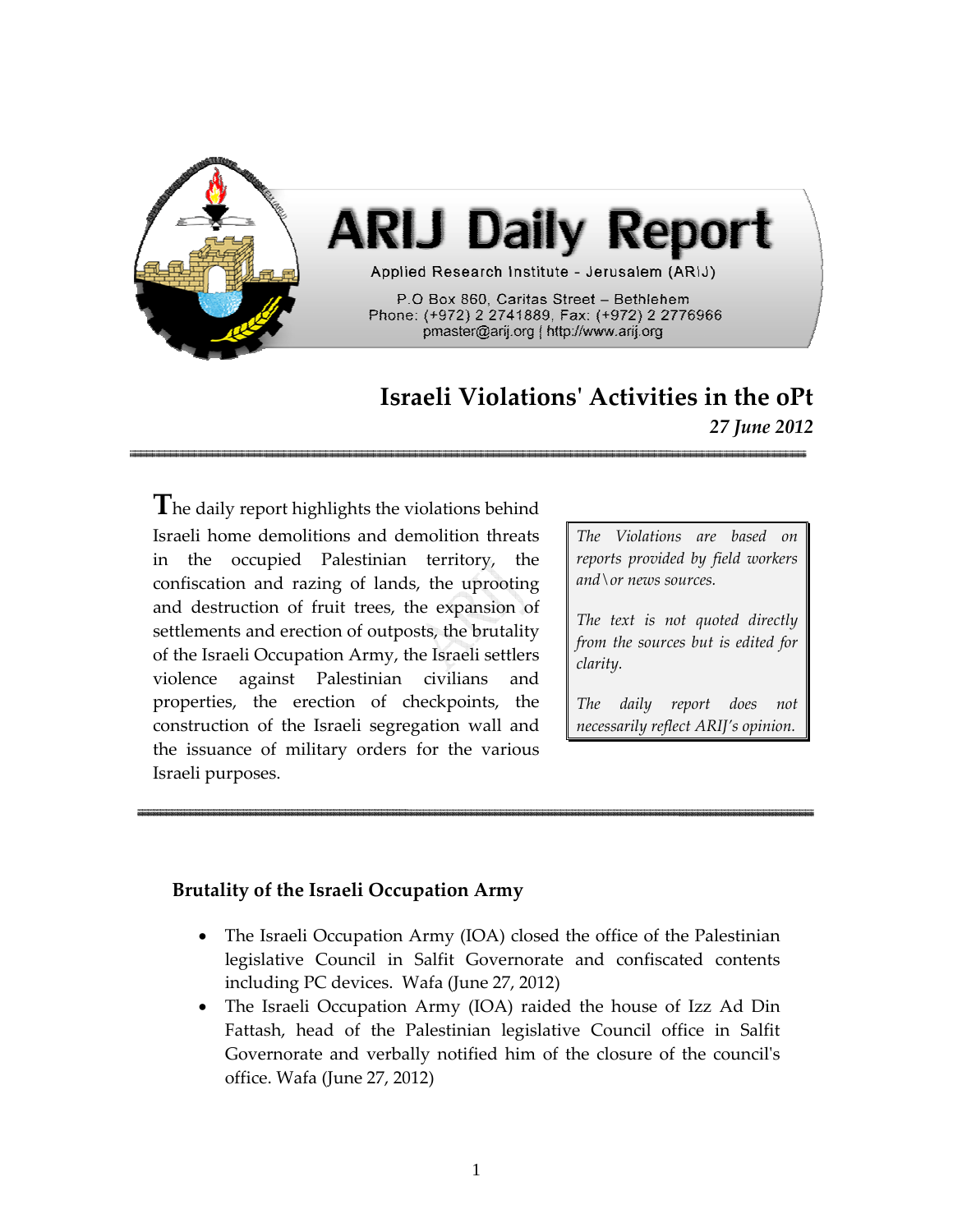# ARIJ Daily Report

Applied Research Institute - Jerusalem (ARIJ)

P.O Box 860, Caritas Street – Bethlehem
Phone: (+972) 2 2741889, Fax: (+972) 2 2776966
pmaster@arij.org | http://www.arij.org

## Israeli Violations' Activities in the oPt

*27 June 2012*

The daily report highlights the violations behind Israeli home demolitions and demolition threats in the occupied Palestinian territory, the confiscation and razing of lands, the uprooting and destruction of fruit trees, the expansion of settlements and erection of outposts, the brutality of the Israeli Occupation Army, the Israeli settlers violence against Palestinian civilians and properties, the erection of checkpoints, the construction of the Israeli segregation wall and the issuance of military orders for the various Israeli purposes.

*The Violations are based on reports provided by field workers and\or news sources.*

*The text is not quoted directly from the sources but is edited for clarity.*

*The daily report does not necessarily reflect ARIJ's opinion.*

### Brutality of the Israeli Occupation Army

- The Israeli Occupation Army (IOA) closed the office of the Palestinian legislative Council in Salfit Governorate and confiscated contents including PC devices. Wafa (June 27, 2012)
- The Israeli Occupation Army (IOA) raided the house of Izz Ad Din Fattash, head of the Palestinian legislative Council office in Salfit Governorate and verbally notified him of the closure of the council's office. Wafa (June 27, 2012)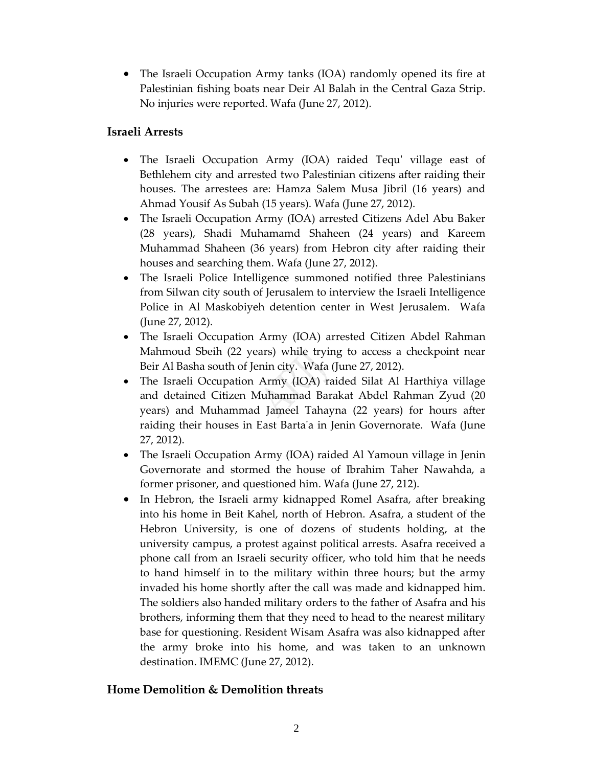- The Israeli Occupation Army tanks (IOA) randomly opened its fire at Palestinian fishing boats near Deir Al Balah in the Central Gaza Strip. No injuries were reported. Wafa (June 27, 2012).

## Israeli Arrests

- The Israeli Occupation Army (IOA) raided Tequ' village east of Bethlehem city and arrested two Palestinian citizens after raiding their houses. The arrestees are: Hamza Salem Musa Jibril (16 years) and Ahmad Yousif As Subah (15 years). Wafa (June 27, 2012).
- The Israeli Occupation Army (IOA) arrested Citizens Adel Abu Baker (28 years), Shadi Muhamamd Shaheen (24 years) and Kareem Muhammad Shaheen (36 years) from Hebron city after raiding their houses and searching them. Wafa (June 27, 2012).
- The Israeli Police Intelligence summoned notified three Palestinians from Silwan city south of Jerusalem to interview the Israeli Intelligence Police in Al Maskobiyeh detention center in West Jerusalem. Wafa (June 27, 2012).
- The Israeli Occupation Army (IOA) arrested Citizen Abdel Rahman Mahmoud Sbeih (22 years) while trying to access a checkpoint near Beir Al Basha south of Jenin city. Wafa (June 27, 2012).
- The Israeli Occupation Army (IOA) raided Silat Al Harthiya village and detained Citizen Muhammad Barakat Abdel Rahman Zyud (20 years) and Muhammad Jameel Tahayna (22 years) for hours after raiding their houses in East Barta'a in Jenin Governorate. Wafa (June 27, 2012).
- The Israeli Occupation Army (IOA) raided Al Yamoun village in Jenin Governorate and stormed the house of Ibrahim Taher Nawahda, a former prisoner, and questioned him. Wafa (June 27, 212).
- In Hebron, the Israeli army kidnapped Romel Asafra, after breaking into his home in Beit Kahel, north of Hebron. Asafra, a student of the Hebron University, is one of dozens of students holding, at the university campus, a protest against political arrests. Asafra received a phone call from an Israeli security officer, who told him that he needs to hand himself in to the military within three hours; but the army invaded his home shortly after the call was made and kidnapped him. The soldiers also handed military orders to the father of Asafra and his brothers, informing them that they need to head to the nearest military base for questioning. Resident Wisam Asafra was also kidnapped after the army broke into his home, and was taken to an unknown destination. IMEMC (June 27, 2012).

## Home Demolition & Demolition threats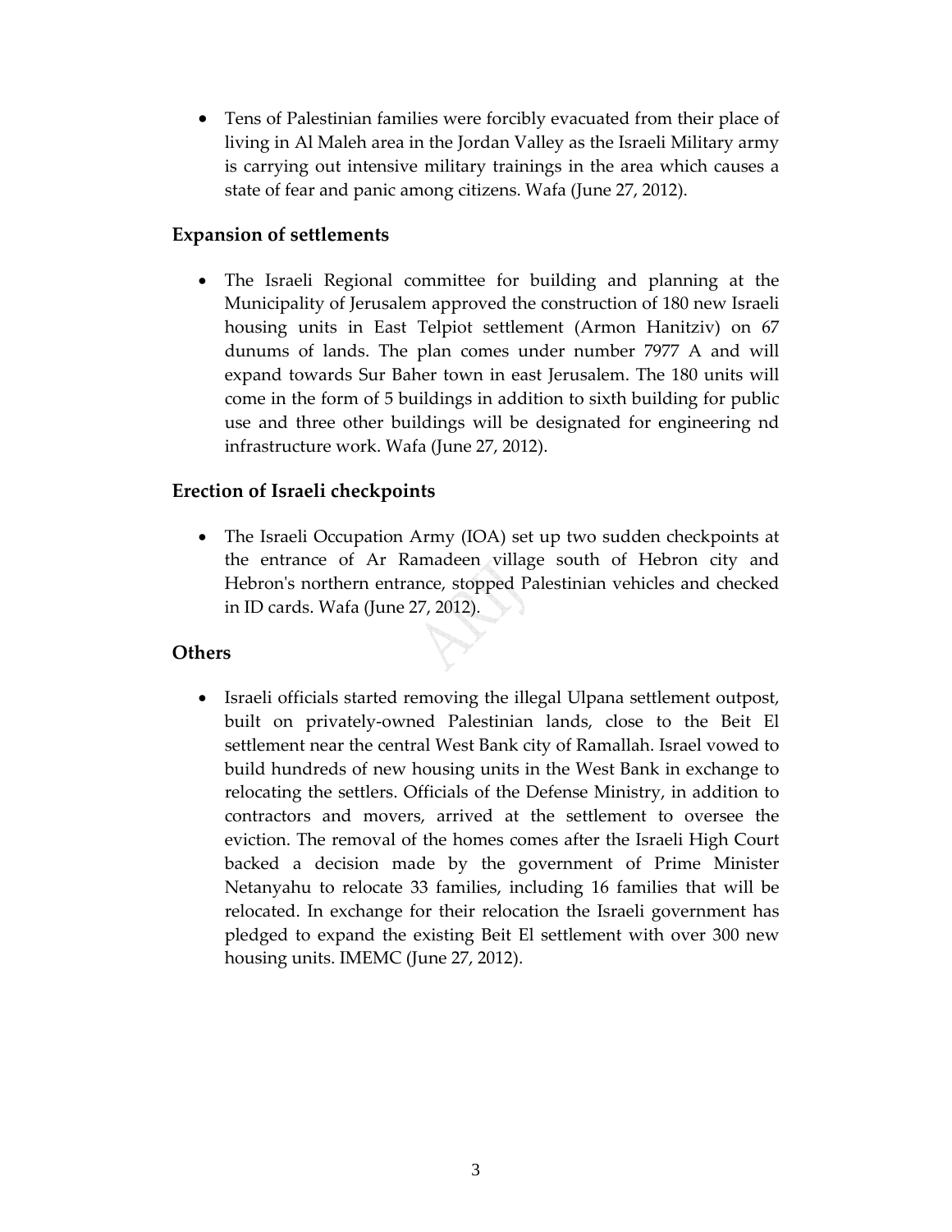- Tens of Palestinian families were forcibly evacuated from their place of living in Al Maleh area in the Jordan Valley as the Israeli Military army is carrying out intensive military trainings in the area which causes a state of fear and panic among citizens. Wafa (June 27, 2012).

## Expansion of settlements

- The Israeli Regional committee for building and planning at the Municipality of Jerusalem approved the construction of 180 new Israeli housing units in East Telpiot settlement (Armon Hanitziv) on 67 dunums of lands. The plan comes under number 7977 A and will expand towards Sur Baher town in east Jerusalem. The 180 units will come in the form of 5 buildings in addition to sixth building for public use and three other buildings will be designated for engineering nd infrastructure work. Wafa (June 27, 2012).

## Erection of Israeli checkpoints

- The Israeli Occupation Army (IOA) set up two sudden checkpoints at the entrance of Ar Ramadeen village south of Hebron city and Hebron's northern entrance, stopped Palestinian vehicles and checked in ID cards. Wafa (June 27, 2012).

## Others

- Israeli officials started removing the illegal Ulpana settlement outpost, built on privately-owned Palestinian lands, close to the Beit El settlement near the central West Bank city of Ramallah. Israel vowed to build hundreds of new housing units in the West Bank in exchange to relocating the settlers. Officials of the Defense Ministry, in addition to contractors and movers, arrived at the settlement to oversee the eviction. The removal of the homes comes after the Israeli High Court backed a decision made by the government of Prime Minister Netanyahu to relocate 33 families, including 16 families that will be relocated. In exchange for their relocation the Israeli government has pledged to expand the existing Beit El settlement with over 300 new housing units. IMEMC (June 27, 2012).